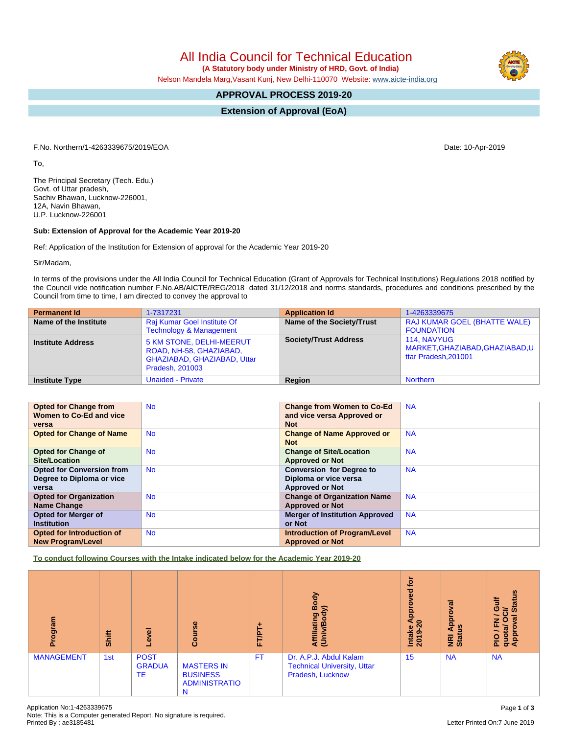# All India Council for Technical Education

**(A Statutory body under Ministry of HRD, Govt. of India)**

Nelson Mandela Marg,Vasant Kunj, New Delhi-110070 Website: www.aicte-india.org

## APPROVAL PROCESS 2019-20

## Extension of Approval (EoA)

F.No. Northern/1-4263339675/2019/EOA                                                                                      Date: 10-Apr-2019

To,

The Principal Secretary (Tech. Edu.)
Govt. of Uttar pradesh,
Sachiv Bhawan, Lucknow-226001,
12A, Navin Bhawan,
U.P. Lucknow-226001

**Sub: Extension of Approval for the Academic Year 2019-20**

Ref: Application of the Institution for Extension of approval for the Academic Year 2019-20

Sir/Madam,

In terms of the provisions under the All India Council for Technical Education (Grant of Approvals for Technical Institutions) Regulations 2018 notified by the Council vide notification number F.No.AB/AICTE/REG/2018 dated 31/12/2018 and norms standards, procedures and conditions prescribed by the Council from time to time, I am directed to convey the approval to

| | | | |
|---|---|---|---|
| **Permanent Id** | 1-7317231 | **Application Id** | 1-4263339675 |
| **Name of the Institute** | Raj Kumar Goel Institute Of Technology & Management | **Name of the Society/Trust** | RAJ KUMAR GOEL (BHATTE WALE) FOUNDATION |
| **Institute Address** | 5 KM STONE, DELHI-MEERUT ROAD, NH-58, GHAZIABAD, GHAZIABAD, GHAZIABAD, Uttar Pradesh, 201003 | **Society/Trust Address** | 114, NAVYUG MARKET,GHAZIABAD,GHAZIABAD,Uttar Pradesh,201001 |
| **Institute Type** | Unaided - Private | **Region** | Northern |

| | | | |
|---|---|---|---|
| **Opted for Change from Women to Co-Ed and vice versa** | No | **Change from Women to Co-Ed and vice versa Approved or Not** | NA |
| **Opted for Change of Name** | No | **Change of Name Approved or Not** | NA |
| **Opted for Change of Site/Location** | No | **Change of Site/Location Approved or Not** | NA |
| **Opted for Conversion from Degree to Diploma or vice versa** | No | **Conversion for Degree to Diploma or vice versa Approved or Not** | NA |
| **Opted for Organization Name Change** | No | **Change of Organization Name Approved or Not** | NA |
| **Opted for Merger of Institution** | No | **Merger of Institution Approved or Not** | NA |
| **Opted for Introduction of New Program/Level** | No | **Introduction of Program/Level Approved or Not** | NA |

**To conduct following Courses with the Intake indicated below for the Academic Year 2019-20**

| Program | Shift | Level | Course | FT/PT+ | Affiliating Body (Univ/Body) | Intake Approved for 2019-20 | NRI Approval Status | PIO / FN / Gulf quota/ OCI/ Approval Status |
|---|---|---|---|---|---|---|---|---|
| MANAGEMENT | 1st | POST GRADUATE | MASTERS IN BUSINESS ADMINISTRATION | FT | Dr. A.P.J. Abdul Kalam Technical University, Uttar Pradesh, Lucknow | 15 | NA | NA |

Application No:1-4263339675
Note: This is a Computer generated Report. No signature is required.
Printed By : ae3185481
Letter Printed On:7 June 2019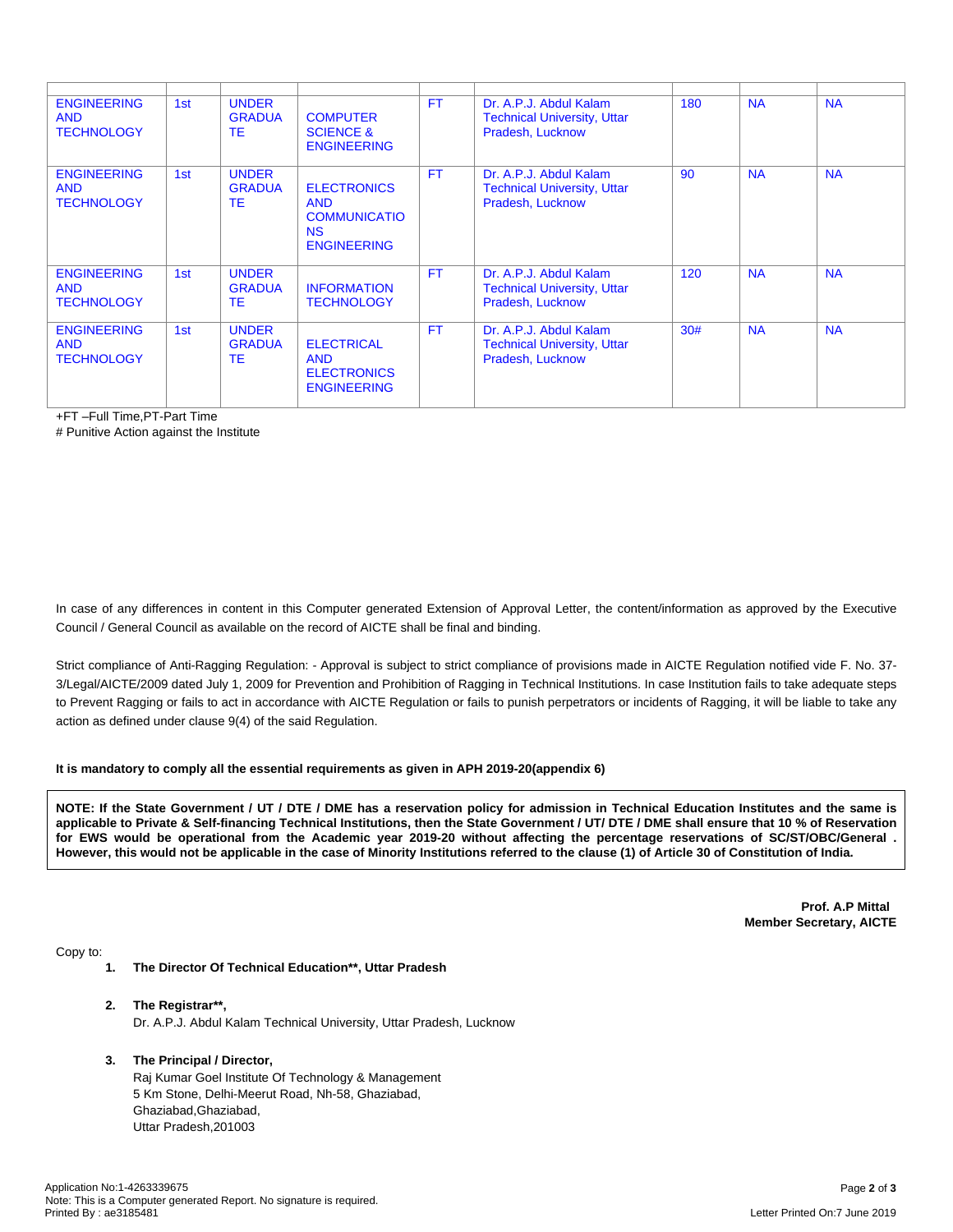| | | | | | | | | |
|---|---|---|---|---|---|---|---|---|
| ENGINEERING AND TECHNOLOGY | 1st | UNDER GRADUATE | COMPUTER SCIENCE & ENGINEERING | FT | Dr. A.P.J. Abdul Kalam Technical University, Uttar Pradesh, Lucknow | 180 | NA | NA |
| ENGINEERING AND TECHNOLOGY | 1st | UNDER GRADUATE | ELECTRONICS AND COMMUNICATIONS ENGINEERING | FT | Dr. A.P.J. Abdul Kalam Technical University, Uttar Pradesh, Lucknow | 90 | NA | NA |
| ENGINEERING AND TECHNOLOGY | 1st | UNDER GRADUATE | INFORMATION TECHNOLOGY | FT | Dr. A.P.J. Abdul Kalam Technical University, Uttar Pradesh, Lucknow | 120 | NA | NA |
| ENGINEERING AND TECHNOLOGY | 1st | UNDER GRADUATE | ELECTRICAL AND ELECTRONICS ENGINEERING | FT | Dr. A.P.J. Abdul Kalam Technical University, Uttar Pradesh, Lucknow | 30# | NA | NA |

+FT –Full Time,PT-Part Time

# Punitive Action against the Institute

In case of any differences in content in this Computer generated Extension of Approval Letter, the content/information as approved by the Executive Council / General Council as available on the record of AICTE shall be final and binding.

Strict compliance of Anti-Ragging Regulation: - Approval is subject to strict compliance of provisions made in AICTE Regulation notified vide F. No. 37-3/Legal/AICTE/2009 dated July 1, 2009 for Prevention and Prohibition of Ragging in Technical Institutions. In case Institution fails to take adequate steps to Prevent Ragging or fails to act in accordance with AICTE Regulation or fails to punish perpetrators or incidents of Ragging, it will be liable to take any action as defined under clause 9(4) of the said Regulation.

**It is mandatory to comply all the essential requirements as given in APH 2019-20(appendix 6)**

**NOTE: If the State Government / UT / DTE / DME has a reservation policy for admission in Technical Education Institutes and the same is applicable to Private & Self-financing Technical Institutions, then the State Government / UT/ DTE / DME shall ensure that 10 % of Reservation for EWS would be operational from the Academic year 2019-20 without affecting the percentage reservations of SC/ST/OBC/General . However, this would not be applicable in the case of Minority Institutions referred to the clause (1) of Article 30 of Constitution of India.**

**Prof. A.P Mittal**
**Member Secretary, AICTE**

Copy to:

1. **The Director Of Technical Education\*\*, Uttar Pradesh**

2. **The Registrar\*\*,**
   Dr. A.P.J. Abdul Kalam Technical University, Uttar Pradesh, Lucknow

3. **The Principal / Director,**
   Raj Kumar Goel Institute Of Technology & Management
   5 Km Stone, Delhi-Meerut Road, Nh-58, Ghaziabad,
   Ghaziabad,Ghaziabad,
   Uttar Pradesh,201003

Application No:1-4263339675
Note: This is a Computer generated Report. No signature is required.
Printed By : ae3185481

Letter Printed On:7 June 2019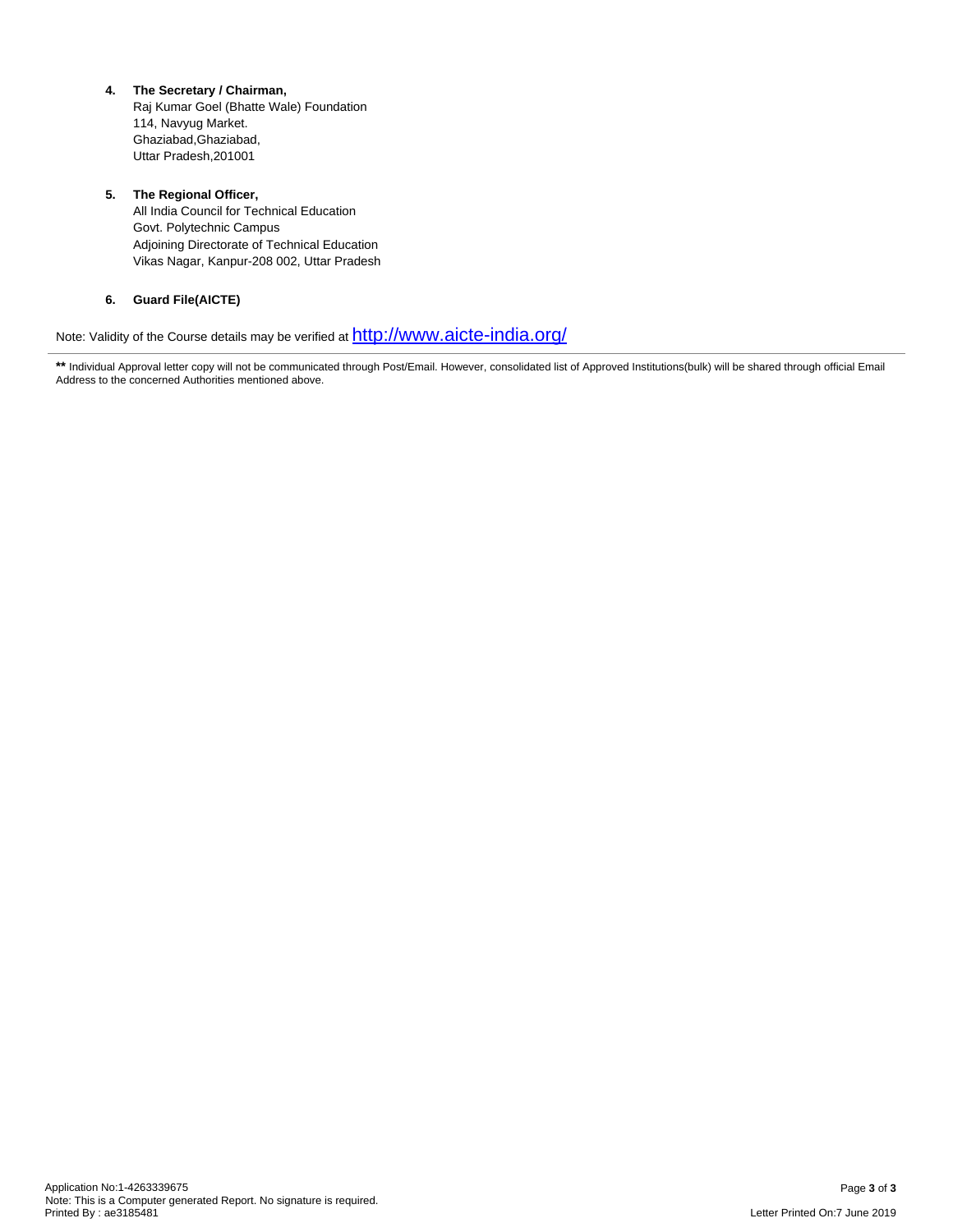4. **The Secretary / Chairman,**
   Raj Kumar Goel (Bhatte Wale) Foundation
   114, Navyug Market.
   Ghaziabad,Ghaziabad,
   Uttar Pradesh,201001

5. **The Regional Officer,**
   All India Council for Technical Education
   Govt. Polytechnic Campus
   Adjoining Directorate of Technical Education
   Vikas Nagar, Kanpur-208 002, Uttar Pradesh

6. **Guard File(AICTE)**

Note: Validity of the Course details may be verified at http://www.aicte-india.org/

---

**\*\*** Individual Approval letter copy will not be communicated through Post/Email. However, consolidated list of Approved Institutions(bulk) will be shared through official Email Address to the concerned Authorities mentioned above.

Application No:1-4263339675
Note: This is a Computer generated Report. No signature is required.
Printed By : ae3185481

Letter Printed On:7 June 2019